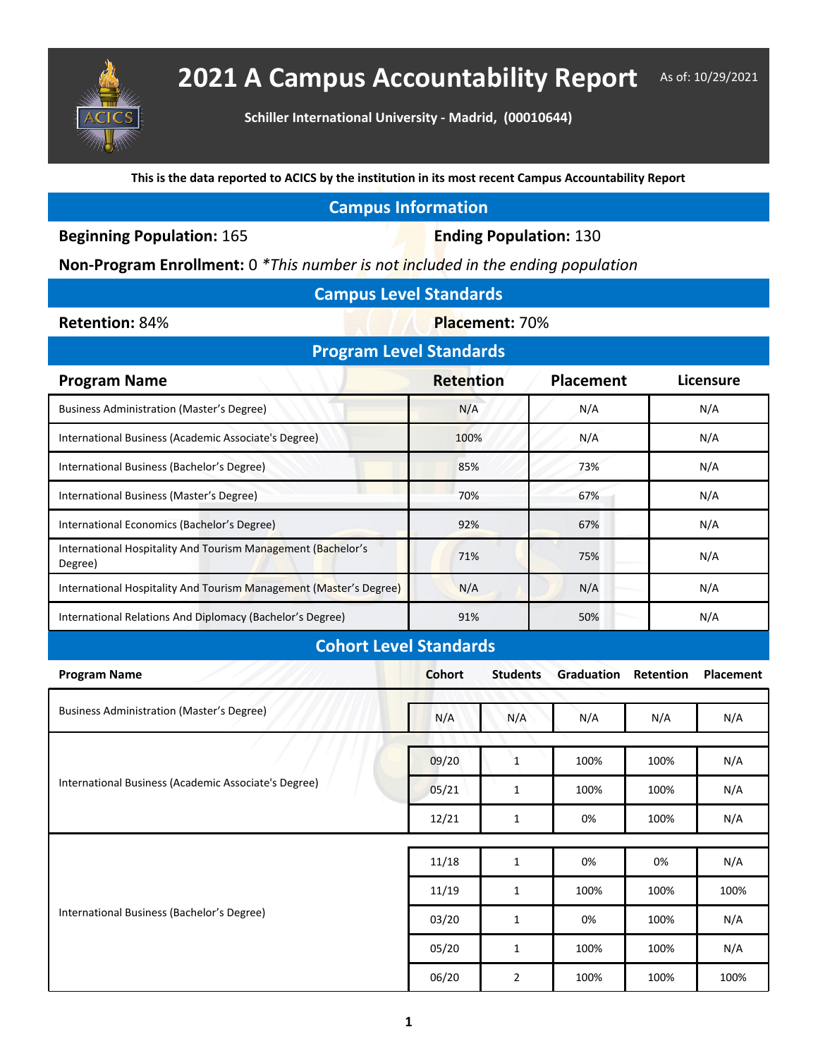# 2021 A Campus Accountability Report

As of: 10/29/2021

**Schiller International University - Madrid, (00010644)**

**This is the data reported to ACICS by the institution in its most recent Campus Accountability Report**

## Campus Information

**Beginning Population:** 165

**Ending Population:** 130

**Non-Program Enrollment:** 0 *\*This number is not included in the ending population*

## Campus Level Standards

**Retention:** 84%

**Placement:** 70%

## Program Level Standards

| Program Name | Retention | Placement | Licensure |
|---|---|---|---|
| Business Administration (Master's Degree) | N/A | N/A | N/A |
| International Business (Academic Associate's Degree) | 100% | N/A | N/A |
| International Business (Bachelor's Degree) | 85% | 73% | N/A |
| International Business (Master's Degree) | 70% | 67% | N/A |
| International Economics (Bachelor's Degree) | 92% | 67% | N/A |
| International Hospitality And Tourism Management (Bachelor's Degree) | 71% | 75% | N/A |
| International Hospitality And Tourism Management (Master's Degree) | N/A | N/A | N/A |
| International Relations And Diplomacy (Bachelor's Degree) | 91% | 50% | N/A |

## Cohort Level Standards

| Program Name | Cohort | Students | Graduation | Retention | Placement |
|---|---|---|---|---|---|
| Business Administration (Master's Degree) | N/A | N/A | N/A | N/A | N/A |
| International Business (Academic Associate's Degree) | 09/20 | 1 | 100% | 100% | N/A |
| | 05/21 | 1 | 100% | 100% | N/A |
| | 12/21 | 1 | 0% | 100% | N/A |
| International Business (Bachelor's Degree) | 11/18 | 1 | 0% | 0% | N/A |
| | 11/19 | 1 | 100% | 100% | 100% |
| | 03/20 | 1 | 0% | 100% | N/A |
| | 05/20 | 1 | 100% | 100% | N/A |
| | 06/20 | 2 | 100% | 100% | 100% |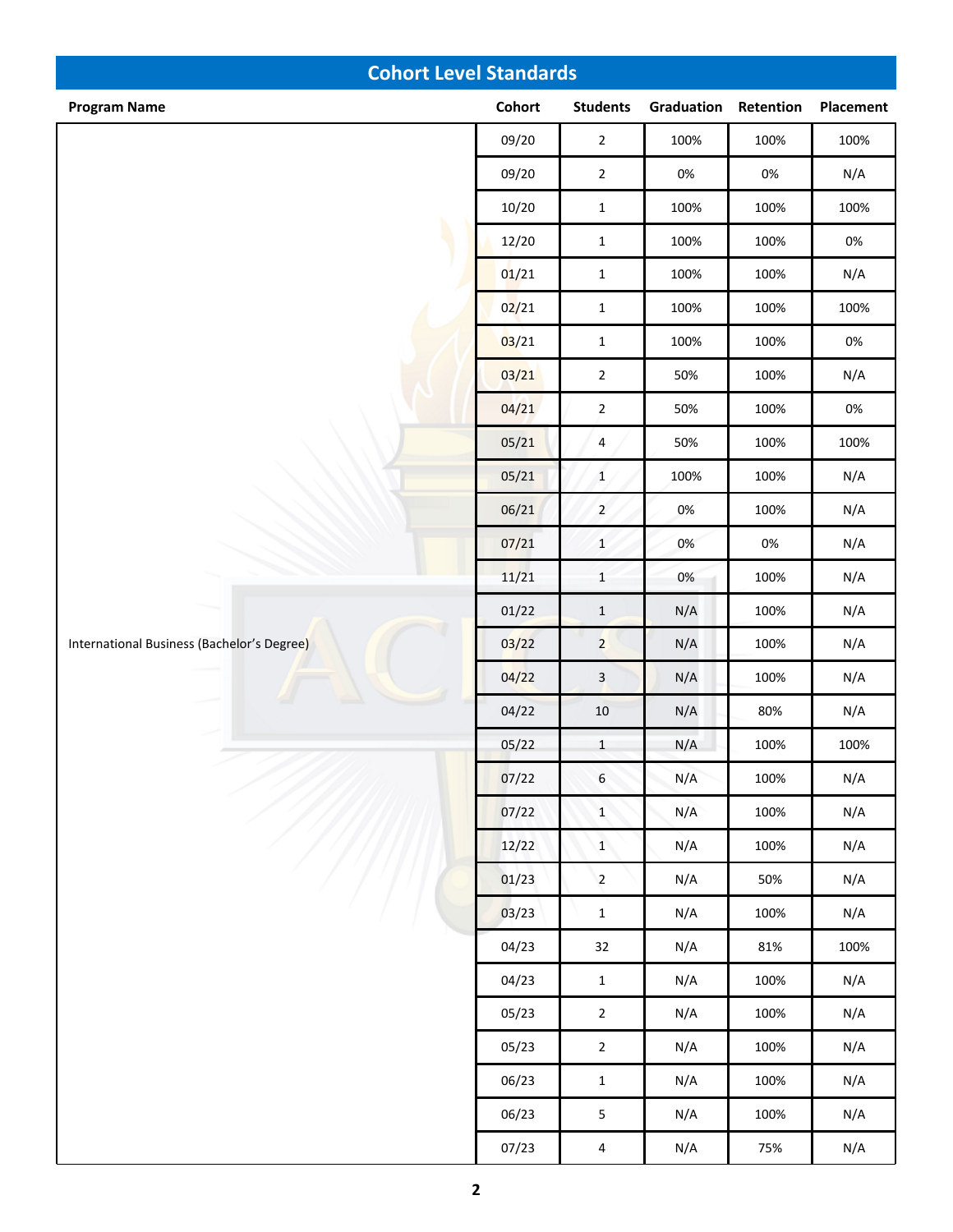## Cohort Level Standards

| Program Name | Cohort | Students | Graduation | Retention | Placement |
|---|---|---|---|---|---|
| International Business (Bachelor's Degree) | 09/20 | 2 | 100% | 100% | 100% |
| | 09/20 | 2 | 0% | 0% | N/A |
| | 10/20 | 1 | 100% | 100% | 100% |
| | 12/20 | 1 | 100% | 100% | 0% |
| | 01/21 | 1 | 100% | 100% | N/A |
| | 02/21 | 1 | 100% | 100% | 100% |
| | 03/21 | 1 | 100% | 100% | 0% |
| | 03/21 | 2 | 50% | 100% | N/A |
| | 04/21 | 2 | 50% | 100% | 0% |
| | 05/21 | 4 | 50% | 100% | 100% |
| | 05/21 | 1 | 100% | 100% | N/A |
| | 06/21 | 2 | 0% | 100% | N/A |
| | 07/21 | 1 | 0% | 0% | N/A |
| | 11/21 | 1 | 0% | 100% | N/A |
| | 01/22 | 1 | N/A | 100% | N/A |
| | 03/22 | 2 | N/A | 100% | N/A |
| | 04/22 | 3 | N/A | 100% | N/A |
| | 04/22 | 10 | N/A | 80% | N/A |
| | 05/22 | 1 | N/A | 100% | 100% |
| | 07/22 | 6 | N/A | 100% | N/A |
| | 07/22 | 1 | N/A | 100% | N/A |
| | 12/22 | 1 | N/A | 100% | N/A |
| | 01/23 | 2 | N/A | 50% | N/A |
| | 03/23 | 1 | N/A | 100% | N/A |
| | 04/23 | 32 | N/A | 81% | 100% |
| | 04/23 | 1 | N/A | 100% | N/A |
| | 05/23 | 2 | N/A | 100% | N/A |
| | 05/23 | 2 | N/A | 100% | N/A |
| | 06/23 | 1 | N/A | 100% | N/A |
| | 06/23 | 5 | N/A | 100% | N/A |
| | 07/23 | 4 | N/A | 75% | N/A |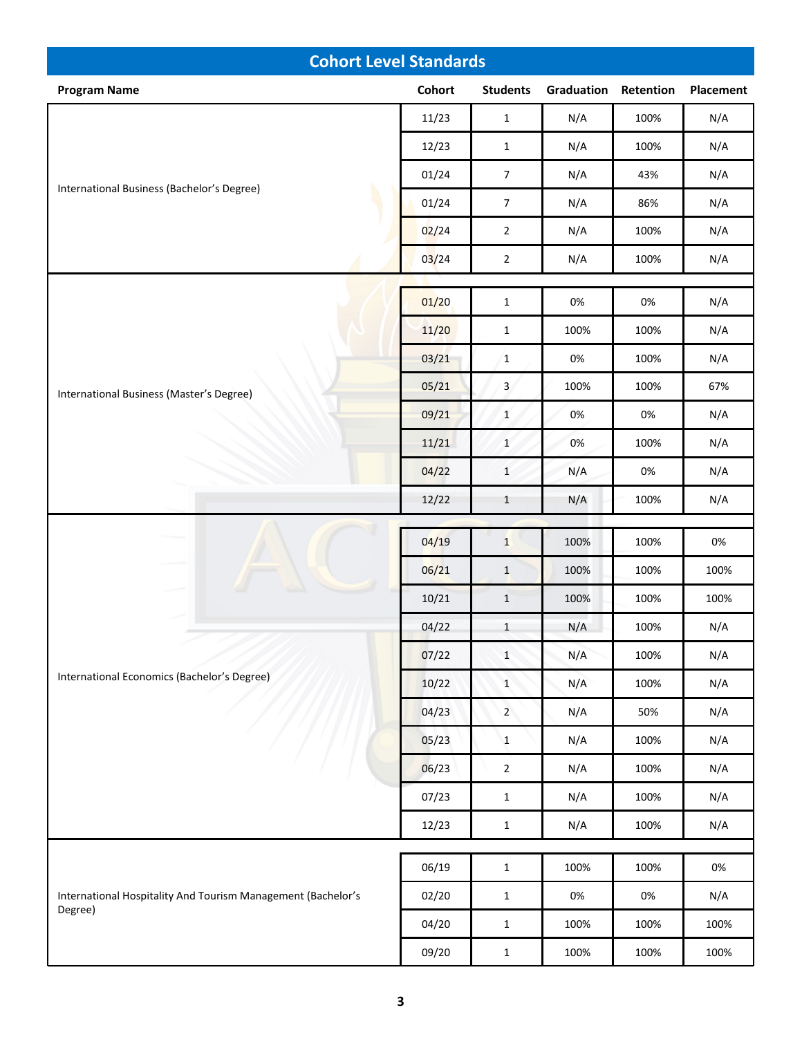## Cohort Level Standards

| Program Name | Cohort | Students | Graduation | Retention | Placement |
|---|---|---|---|---|---|
| International Business (Bachelor's Degree) | 11/23 | 1 | N/A | 100% | N/A |
| | 12/23 | 1 | N/A | 100% | N/A |
| | 01/24 | 7 | N/A | 43% | N/A |
| | 01/24 | 7 | N/A | 86% | N/A |
| | 02/24 | 2 | N/A | 100% | N/A |
| | 03/24 | 2 | N/A | 100% | N/A |
| International Business (Master's Degree) | 01/20 | 1 | 0% | 0% | N/A |
| | 11/20 | 1 | 100% | 100% | N/A |
| | 03/21 | 1 | 0% | 100% | N/A |
| | 05/21 | 3 | 100% | 100% | 67% |
| | 09/21 | 1 | 0% | 0% | N/A |
| | 11/21 | 1 | 0% | 100% | N/A |
| | 04/22 | 1 | N/A | 0% | N/A |
| | 12/22 | 1 | N/A | 100% | N/A |
| International Economics (Bachelor's Degree) | 04/19 | 1 | 100% | 100% | 0% |
| | 06/21 | 1 | 100% | 100% | 100% |
| | 10/21 | 1 | 100% | 100% | 100% |
| | 04/22 | 1 | N/A | 100% | N/A |
| | 07/22 | 1 | N/A | 100% | N/A |
| | 10/22 | 1 | N/A | 100% | N/A |
| | 04/23 | 2 | N/A | 50% | N/A |
| | 05/23 | 1 | N/A | 100% | N/A |
| | 06/23 | 2 | N/A | 100% | N/A |
| | 07/23 | 1 | N/A | 100% | N/A |
| | 12/23 | 1 | N/A | 100% | N/A |
| International Hospitality And Tourism Management (Bachelor's Degree) | 06/19 | 1 | 100% | 100% | 0% |
| | 02/20 | 1 | 0% | 0% | N/A |
| | 04/20 | 1 | 100% | 100% | 100% |
| | 09/20 | 1 | 100% | 100% | 100% |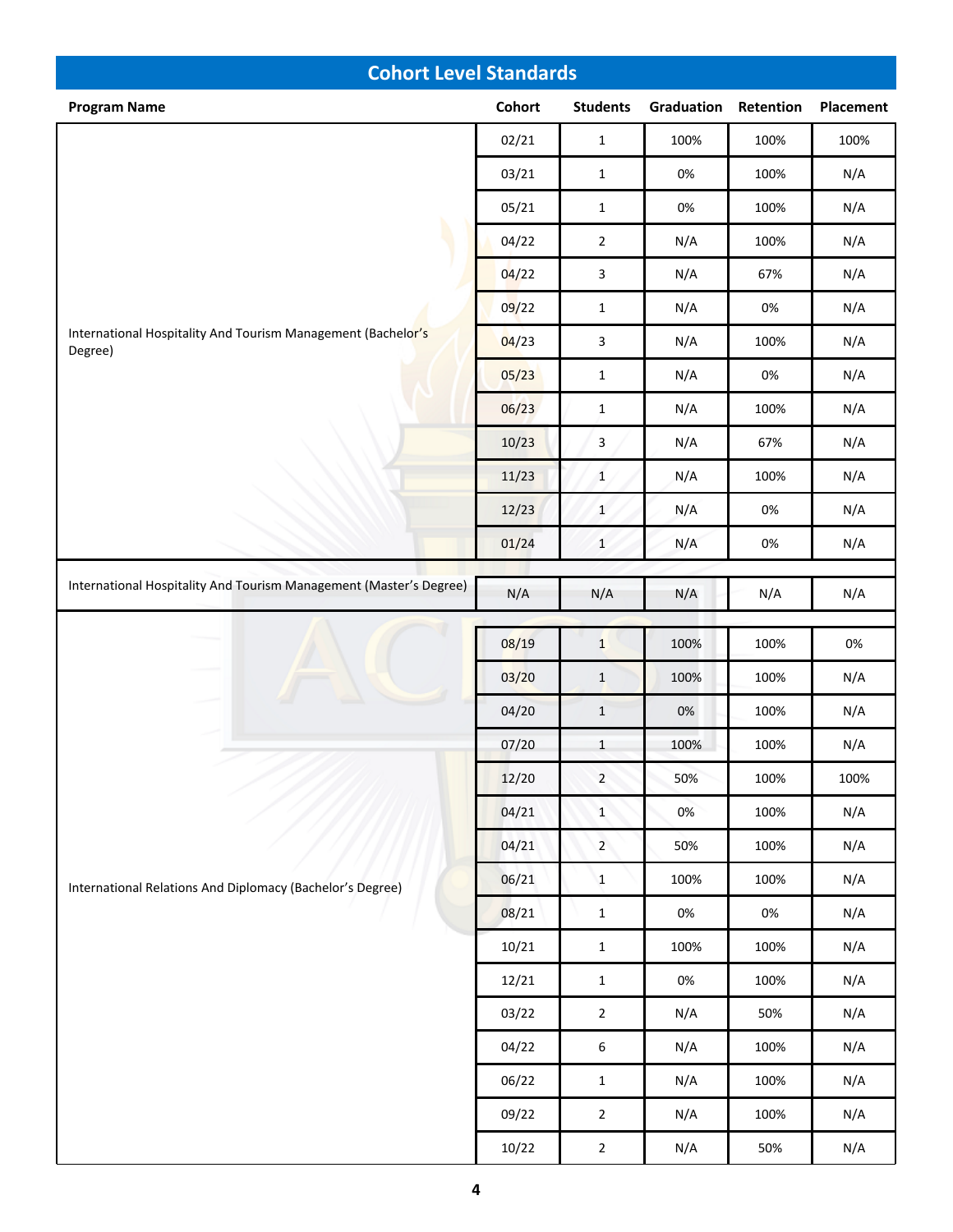## Cohort Level Standards

| Program Name | Cohort | Students | Graduation | Retention | Placement |
|---|---|---|---|---|---|
| International Hospitality And Tourism Management (Bachelor's Degree) | 02/21 | 1 | 100% | 100% | 100% |
| | 03/21 | 1 | 0% | 100% | N/A |
| | 05/21 | 1 | 0% | 100% | N/A |
| | 04/22 | 2 | N/A | 100% | N/A |
| | 04/22 | 3 | N/A | 67% | N/A |
| | 09/22 | 1 | N/A | 0% | N/A |
| | 04/23 | 3 | N/A | 100% | N/A |
| | 05/23 | 1 | N/A | 0% | N/A |
| | 06/23 | 1 | N/A | 100% | N/A |
| | 10/23 | 3 | N/A | 67% | N/A |
| | 11/23 | 1 | N/A | 100% | N/A |
| | 12/23 | 1 | N/A | 0% | N/A |
| | 01/24 | 1 | N/A | 0% | N/A |
| International Hospitality And Tourism Management (Master's Degree) | N/A | N/A | N/A | N/A | N/A |
| International Relations And Diplomacy (Bachelor's Degree) | 08/19 | 1 | 100% | 100% | 0% |
| | 03/20 | 1 | 100% | 100% | N/A |
| | 04/20 | 1 | 0% | 100% | N/A |
| | 07/20 | 1 | 100% | 100% | N/A |
| | 12/20 | 2 | 50% | 100% | 100% |
| | 04/21 | 1 | 0% | 100% | N/A |
| | 04/21 | 2 | 50% | 100% | N/A |
| | 06/21 | 1 | 100% | 100% | N/A |
| | 08/21 | 1 | 0% | 0% | N/A |
| | 10/21 | 1 | 100% | 100% | N/A |
| | 12/21 | 1 | 0% | 100% | N/A |
| | 03/22 | 2 | N/A | 50% | N/A |
| | 04/22 | 6 | N/A | 100% | N/A |
| | 06/22 | 1 | N/A | 100% | N/A |
| | 09/22 | 2 | N/A | 100% | N/A |
| | 10/22 | 2 | N/A | 50% | N/A |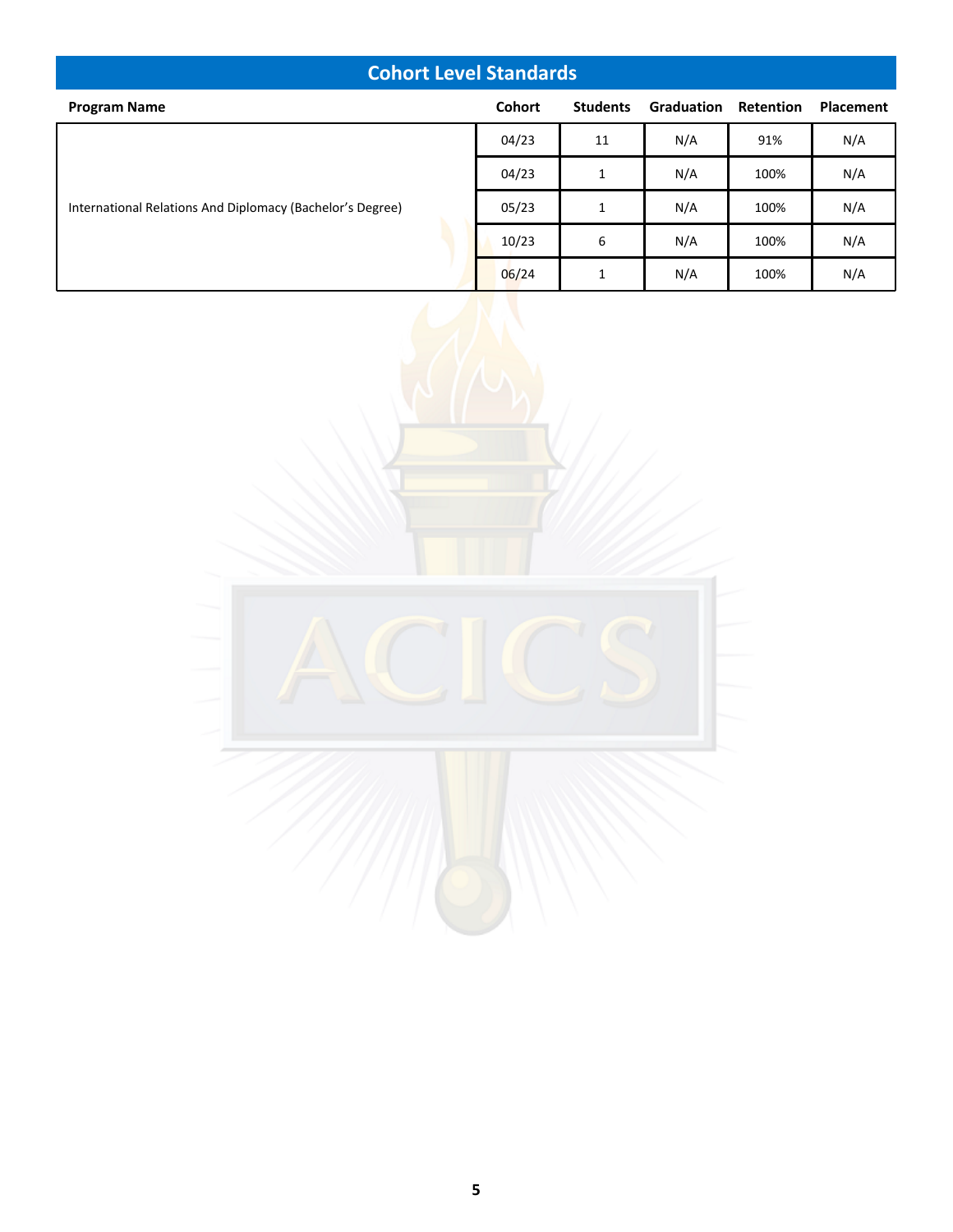## Cohort Level Standards

| Program Name | Cohort | Students | Graduation | Retention | Placement |
|---|---|---|---|---|---|
| International Relations And Diplomacy (Bachelor's Degree) | 04/23 | 11 | N/A | 91% | N/A |
| | 04/23 | 1 | N/A | 100% | N/A |
| | 05/23 | 1 | N/A | 100% | N/A |
| | 10/23 | 6 | N/A | 100% | N/A |
| | 06/24 | 1 | N/A | 100% | N/A |